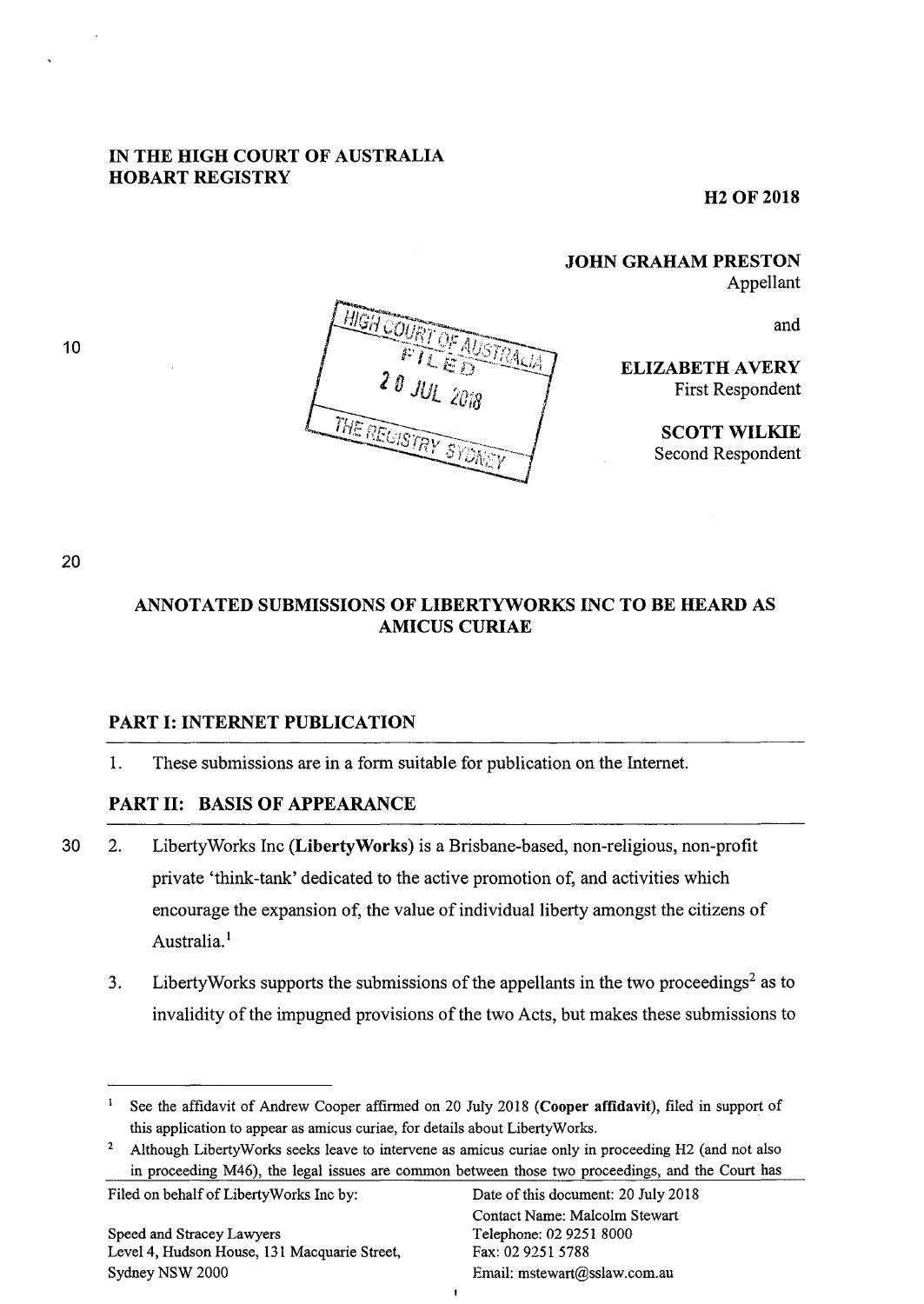**IN THE HIGH COURT OF AUSTRALIA**
**HOBART REGISTRY**

**H2 OF 2018**

**JOHN GRAHAM PRESTON**
Appellant

and

**ELIZABETH AVERY**
First Respondent

**SCOTT WILKIE**
Second Respondent

HIGH COURT OF AUSTRALIA
FILED
20 JUL 2018
THE REGISTRY SYDNEY

## ANNOTATED SUBMISSIONS OF LIBERTYWORKS INC TO BE HEARD AS AMICUS CURIAE

### PART I: INTERNET PUBLICATION

1. These submissions are in a form suitable for publication on the Internet.

### PART II: BASIS OF APPEARANCE

2. LibertyWorks Inc (**LibertyWorks**) is a Brisbane-based, non-religious, non-profit private 'think-tank' dedicated to the active promotion of, and activities which encourage the expansion of, the value of individual liberty amongst the citizens of Australia.[1]

3. LibertyWorks supports the submissions of the appellants in the two proceedings[2] as to invalidity of the impugned provisions of the two Acts, but makes these submissions to

---

[1] See the affidavit of Andrew Cooper affirmed on 20 July 2018 (**Cooper affidavit**), filed in support of this application to appear as amicus curiae, for details about LibertyWorks.

[2] Although LibertyWorks seeks leave to intervene as amicus curiae only in proceeding H2 (and not also in proceeding M46), the legal issues are common between those two proceedings, and the Court has

---

| Filed on behalf of LibertyWorks Inc by: | Date of this document: 20 July 2018 |
|---|---|
| | Contact Name: Malcolm Stewart |
| Speed and Stracey Lawyers | Telephone: 02 9251 8000 |
| Level 4, Hudson House, 131 Macquarie Street, | Fax: 02 9251 5788 |
| Sydney NSW 2000 | Email: mstewart@sslaw.com.au |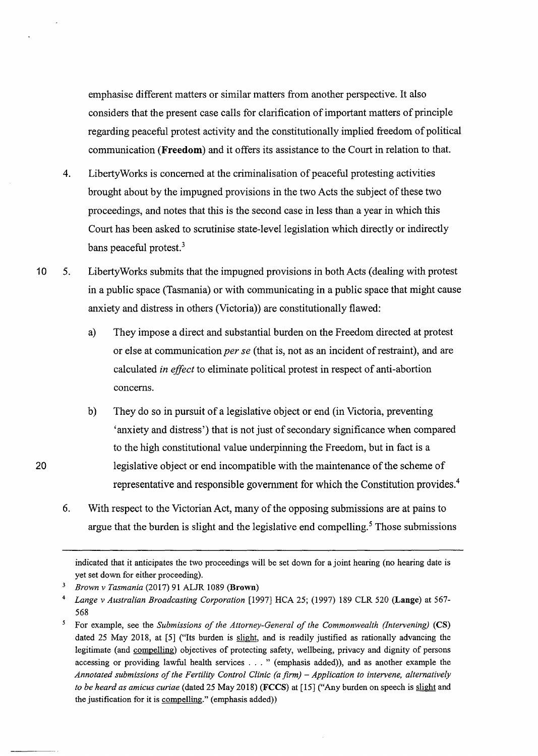emphasise different matters or similar matters from another perspective. It also considers that the present case calls for clarification of important matters of principle regarding peaceful protest activity and the constitutionally implied freedom of political communication (**Freedom**) and it offers its assistance to the Court in relation to that.

4. LibertyWorks is concerned at the criminalisation of peaceful protesting activities brought about by the impugned provisions in the two Acts the subject of these two proceedings, and notes that this is the second case in less than a year in which this Court has been asked to scrutinise state-level legislation which directly or indirectly bans peaceful protest.[3]

5. LibertyWorks submits that the impugned provisions in both Acts (dealing with protest in a public space (Tasmania) or with communicating in a public space that might cause anxiety and distress in others (Victoria)) are constitutionally flawed:

   a) They impose a direct and substantial burden on the Freedom directed at protest or else at communication *per se* (that is, not as an incident of restraint), and are calculated *in effect* to eliminate political protest in respect of anti-abortion concerns.

   b) They do so in pursuit of a legislative object or end (in Victoria, preventing 'anxiety and distress') that is not just of secondary significance when compared to the high constitutional value underpinning the Freedom, but in fact is a legislative object or end incompatible with the maintenance of the scheme of representative and responsible government for which the Constitution provides.[4]

6. With respect to the Victorian Act, many of the opposing submissions are at pains to argue that the burden is slight and the legislative end compelling.[5] Those submissions

---

indicated that it anticipates the two proceedings will be set down for a joint hearing (no hearing date is yet set down for either proceeding).

[3] *Brown v Tasmania* (2017) 91 ALJR 1089 (**Brown**)

[4] *Lange v Australian Broadcasting Corporation* [1997] HCA 25; (1997) 189 CLR 520 (**Lange**) at 567-568

[5] For example, see the *Submissions of the Attorney-General of the Commonwealth (Intervening)* (**CS**) dated 25 May 2018, at [5] ("Its burden is slight, and is readily justified as rationally advancing the legitimate (and compelling) objectives of protecting safety, wellbeing, privacy and dignity of persons accessing or providing lawful health services . . . " (emphasis added)), and as another example the *Annotated submissions of the Fertility Control Clinic (a firm) – Application to intervene, alternatively to be heard as amicus curiae* (dated 25 May 2018) (**FCCS**) at [15] ("Any burden on speech is slight and the justification for it is compelling." (emphasis added))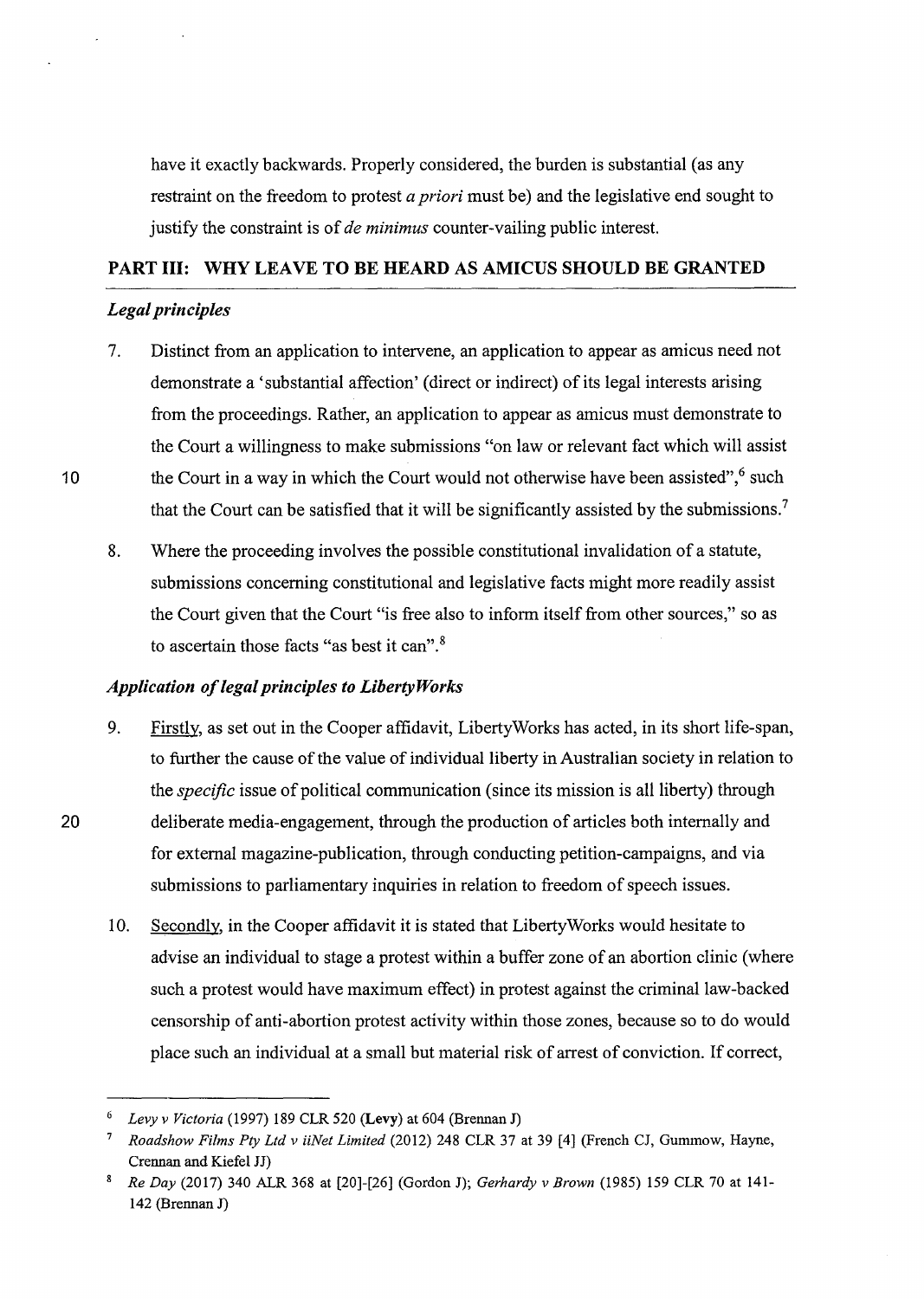have it exactly backwards. Properly considered, the burden is substantial (as any restraint on the freedom to protest *a priori* must be) and the legislative end sought to justify the constraint is of *de minimus* counter-vailing public interest.

## PART III: WHY LEAVE TO BE HEARD AS AMICUS SHOULD BE GRANTED

### *Legal principles*

7. Distinct from an application to intervene, an application to appear as amicus need not demonstrate a 'substantial affection' (direct or indirect) of its legal interests arising from the proceedings. Rather, an application to appear as amicus must demonstrate to the Court a willingness to make submissions "on law or relevant fact which will assist the Court in a way in which the Court would not otherwise have been assisted",[6] such that the Court can be satisfied that it will be significantly assisted by the submissions.[7]

8. Where the proceeding involves the possible constitutional invalidation of a statute, submissions concerning constitutional and legislative facts might more readily assist the Court given that the Court "is free also to inform itself from other sources," so as to ascertain those facts "as best it can".[8]

### *Application of legal principles to LibertyWorks*

9. Firstly, as set out in the Cooper affidavit, LibertyWorks has acted, in its short life-span, to further the cause of the value of individual liberty in Australian society in relation to the *specific* issue of political communication (since its mission is all liberty) through deliberate media-engagement, through the production of articles both internally and for external magazine-publication, through conducting petition-campaigns, and via submissions to parliamentary inquiries in relation to freedom of speech issues.

10. Secondly, in the Cooper affidavit it is stated that LibertyWorks would hesitate to advise an individual to stage a protest within a buffer zone of an abortion clinic (where such a protest would have maximum effect) in protest against the criminal law-backed censorship of anti-abortion protest activity within those zones, because so to do would place such an individual at a small but material risk of arrest of conviction. If correct,

---

[6] *Levy v Victoria* (1997) 189 CLR 520 (**Levy**) at 604 (Brennan J)

[7] *Roadshow Films Pty Ltd v iiNet Limited* (2012) 248 CLR 37 at 39 [4] (French CJ, Gummow, Hayne, Crennan and Kiefel JJ)

[8] *Re Day* (2017) 340 ALR 368 at [20]-[26] (Gordon J); *Gerhardy v Brown* (1985) 159 CLR 70 at 141-142 (Brennan J)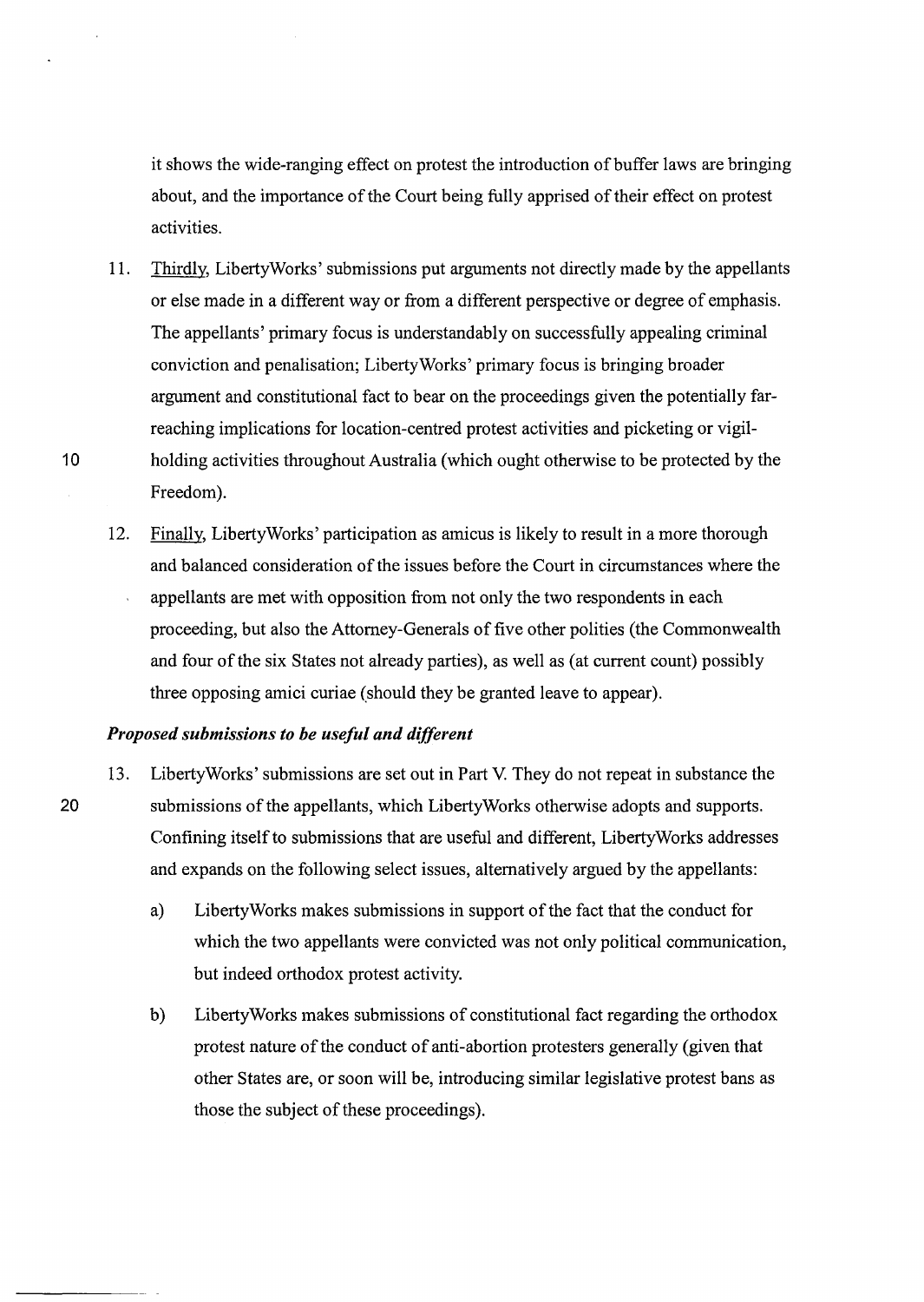it shows the wide-ranging effect on protest the introduction of buffer laws are bringing about, and the importance of the Court being fully apprised of their effect on protest activities.

11. Thirdly, LibertyWorks' submissions put arguments not directly made by the appellants or else made in a different way or from a different perspective or degree of emphasis. The appellants' primary focus is understandably on successfully appealing criminal conviction and penalisation; LibertyWorks' primary focus is bringing broader argument and constitutional fact to bear on the proceedings given the potentially far-reaching implications for location-centred protest activities and picketing or vigil-holding activities throughout Australia (which ought otherwise to be protected by the Freedom).

12. Finally, LibertyWorks' participation as amicus is likely to result in a more thorough and balanced consideration of the issues before the Court in circumstances where the appellants are met with opposition from not only the two respondents in each proceeding, but also the Attorney-Generals of five other polities (the Commonwealth and four of the six States not already parties), as well as (at current count) possibly three opposing amici curiae (should they be granted leave to appear).

***Proposed submissions to be useful and different***

13. LibertyWorks' submissions are set out in Part V. They do not repeat in substance the submissions of the appellants, which LibertyWorks otherwise adopts and supports. Confining itself to submissions that are useful and different, LibertyWorks addresses and expands on the following select issues, alternatively argued by the appellants:

    a) LibertyWorks makes submissions in support of the fact that the conduct for which the two appellants were convicted was not only political communication, but indeed orthodox protest activity.

    b) LibertyWorks makes submissions of constitutional fact regarding the orthodox protest nature of the conduct of anti-abortion protesters generally (given that other States are, or soon will be, introducing similar legislative protest bans as those the subject of these proceedings).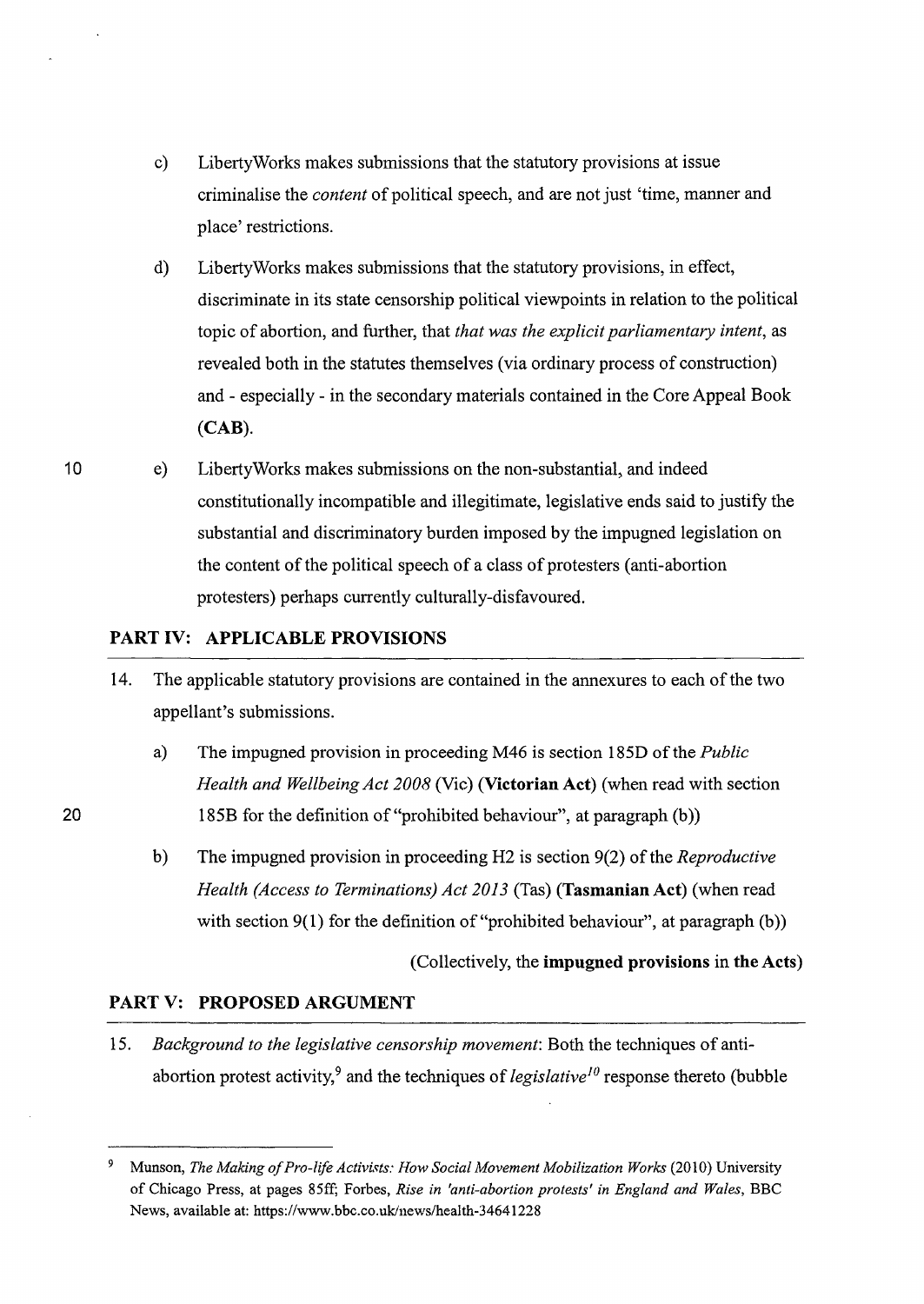c) LibertyWorks makes submissions that the statutory provisions at issue criminalise the *content* of political speech, and are not just 'time, manner and place' restrictions.

d) LibertyWorks makes submissions that the statutory provisions, in effect, discriminate in its state censorship political viewpoints in relation to the political topic of abortion, and further, that *that was the explicit parliamentary intent*, as revealed both in the statutes themselves (via ordinary process of construction) and - especially - in the secondary materials contained in the Core Appeal Book (**CAB**).

e) LibertyWorks makes submissions on the non-substantial, and indeed constitutionally incompatible and illegitimate, legislative ends said to justify the substantial and discriminatory burden imposed by the impugned legislation on the content of the political speech of a class of protesters (anti-abortion protesters) perhaps currently culturally-disfavoured.

## PART IV: APPLICABLE PROVISIONS

14. The applicable statutory provisions are contained in the annexures to each of the two appellant's submissions.

    a) The impugned provision in proceeding M46 is section 185D of the *Public Health and Wellbeing Act 2008* (Vic) (**Victorian Act**) (when read with section 185B for the definition of "prohibited behaviour", at paragraph (b))

    b) The impugned provision in proceeding H2 is section 9(2) of the *Reproductive Health (Access to Terminations) Act 2013* (Tas) (**Tasmanian Act**) (when read with section 9(1) for the definition of "prohibited behaviour", at paragraph (b))

(Collectively, the **impugned provisions** in **the Acts**)

## PART V: PROPOSED ARGUMENT

15. *Background to the legislative censorship movement*: Both the techniques of anti-abortion protest activity,[9] and the techniques of *legislative*[10] response thereto (bubble

---

[9] Munson, *The Making of Pro-life Activists: How Social Movement Mobilization Works* (2010) University of Chicago Press, at pages 85ff; Forbes, *Rise in 'anti-abortion protests' in England and Wales*, BBC News, available at: https://www.bbc.co.uk/news/health-34641228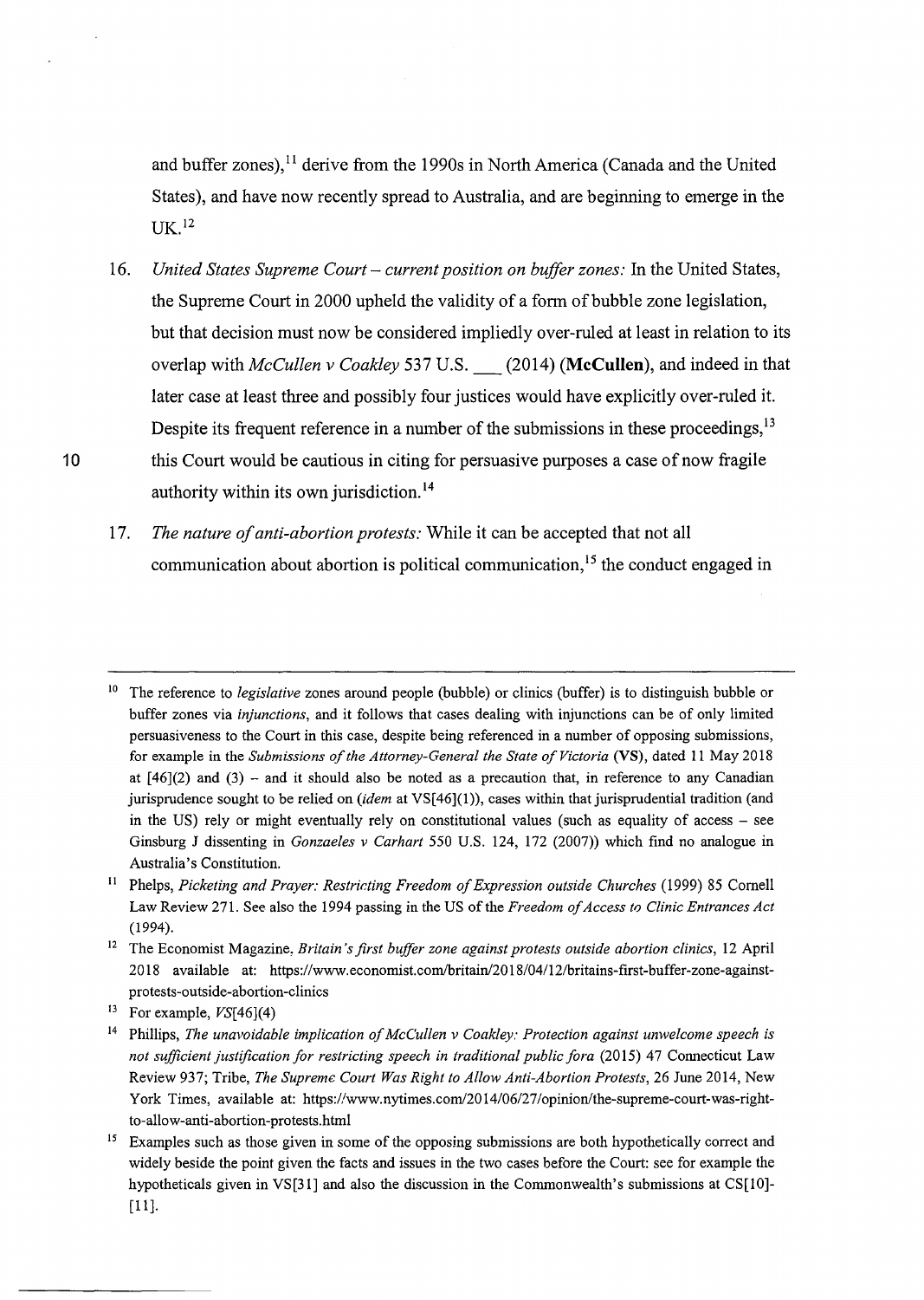and buffer zones),[11] derive from the 1990s in North America (Canada and the United States), and have now recently spread to Australia, and are beginning to emerge in the UK.[12]

16. *United States Supreme Court – current position on buffer zones:* In the United States, the Supreme Court in 2000 upheld the validity of a form of bubble zone legislation, but that decision must now be considered impliedly over-ruled at least in relation to its overlap with *McCullen v Coakley* 537 U.S. ___ (2014) (**McCullen**), and indeed in that later case at least three and possibly four justices would have explicitly over-ruled it. Despite its frequent reference in a number of the submissions in these proceedings,[13] this Court would be cautious in citing for persuasive purposes a case of now fragile authority within its own jurisdiction.[14]

17. *The nature of anti-abortion protests:* While it can be accepted that not all communication about abortion is political communication,[15] the conduct engaged in

---

[10] The reference to *legislative* zones around people (bubble) or clinics (buffer) is to distinguish bubble or buffer zones via *injunctions*, and it follows that cases dealing with injunctions can be of only limited persuasiveness to the Court in this case, despite being referenced in a number of opposing submissions, for example in the *Submissions of the Attorney-General the State of Victoria* (**VS**), dated 11 May 2018 at [46](2) and (3) – and it should also be noted as a precaution that, in reference to any Canadian jurisprudence sought to be relied on (*idem* at VS[46](1)), cases within that jurisprudential tradition (and in the US) rely or might eventually rely on constitutional values (such as equality of access – see Ginsburg J dissenting in *Gonzaeles v Carhart* 550 U.S. 124, 172 (2007)) which find no analogue in Australia's Constitution.

[11] Phelps, *Picketing and Prayer: Restricting Freedom of Expression outside Churches* (1999) 85 Cornell Law Review 271. See also the 1994 passing in the US of the *Freedom of Access to Clinic Entrances Act* (1994).

[12] The Economist Magazine, *Britain's first buffer zone against protests outside abortion clinics*, 12 April 2018 available at: https://www.economist.com/britain/2018/04/12/britains-first-buffer-zone-against-protests-outside-abortion-clinics

[13] For example, *VS*[46](4)

[14] Phillips, *The unavoidable implication of McCullen v Coakley: Protection against unwelcome speech is not sufficient justification for restricting speech in traditional public fora* (2015) 47 Connecticut Law Review 937; Tribe, *The Supreme Court Was Right to Allow Anti-Abortion Protests*, 26 June 2014, New York Times, available at: https://www.nytimes.com/2014/06/27/opinion/the-supreme-court-was-right-to-allow-anti-abortion-protests.html

[15] Examples such as those given in some of the opposing submissions are both hypothetically correct and widely beside the point given the facts and issues in the two cases before the Court: see for example the hypotheticals given in VS[31] and also the discussion in the Commonwealth's submissions at CS[10]-[11].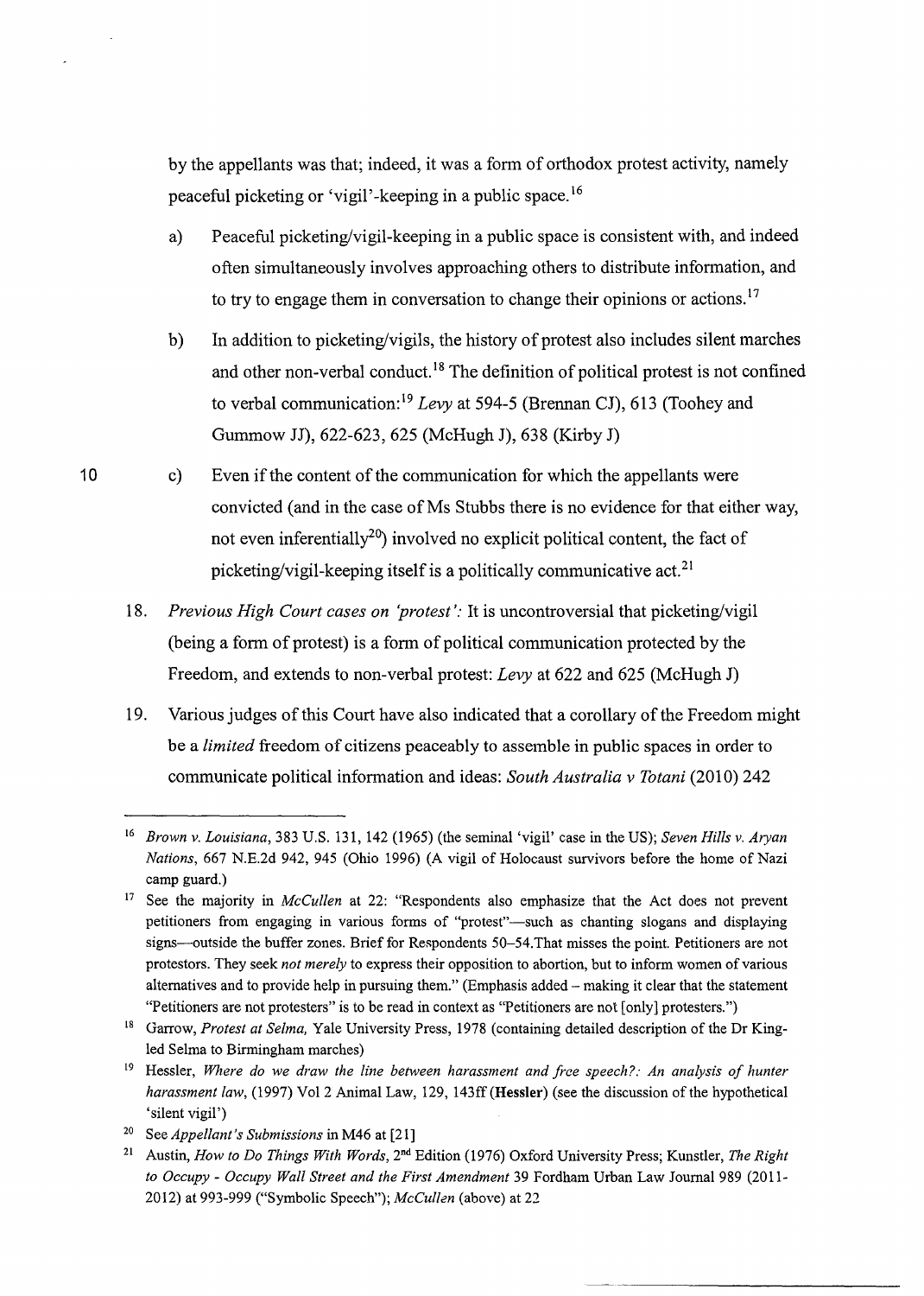by the appellants was that; indeed, it was a form of orthodox protest activity, namely peaceful picketing or 'vigil'-keeping in a public space.[16]

a) Peaceful picketing/vigil-keeping in a public space is consistent with, and indeed often simultaneously involves approaching others to distribute information, and to try to engage them in conversation to change their opinions or actions.[17]

b) In addition to picketing/vigils, the history of protest also includes silent marches and other non-verbal conduct.[18] The definition of political protest is not confined to verbal communication:[19] *Levy* at 594-5 (Brennan CJ), 613 (Toohey and Gummow JJ), 622-623, 625 (McHugh J), 638 (Kirby J)

c) Even if the content of the communication for which the appellants were convicted (and in the case of Ms Stubbs there is no evidence for that either way, not even inferentially[20]) involved no explicit political content, the fact of picketing/vigil-keeping itself is a politically communicative act.[21]

18. *Previous High Court cases on 'protest':* It is uncontroversial that picketing/vigil (being a form of protest) is a form of political communication protected by the Freedom, and extends to non-verbal protest: *Levy* at 622 and 625 (McHugh J)

19. Various judges of this Court have also indicated that a corollary of the Freedom might be a *limited* freedom of citizens peaceably to assemble in public spaces in order to communicate political information and ideas: *South Australia v Totani* (2010) 242

---

[16] *Brown v. Louisiana*, 383 U.S. 131, 142 (1965) (the seminal 'vigil' case in the US); *Seven Hills v. Aryan Nations*, 667 N.E.2d 942, 945 (Ohio 1996) (A vigil of Holocaust survivors before the home of Nazi camp guard.)

[17] See the majority in *McCullen* at 22: "Respondents also emphasize that the Act does not prevent petitioners from engaging in various forms of "protest"—such as chanting slogans and displaying signs—outside the buffer zones. Brief for Respondents 50–54.That misses the point. Petitioners are not protestors. They seek *not merely* to express their opposition to abortion, but to inform women of various alternatives and to provide help in pursuing them." (Emphasis added – making it clear that the statement "Petitioners are not protesters" is to be read in context as "Petitioners are not [only] protesters.")

[18] Garrow, *Protest at Selma,* Yale University Press, 1978 (containing detailed description of the Dr King-led Selma to Birmingham marches)

[19] Hessler, *Where do we draw the line between harassment and free speech?: An analysis of hunter harassment law*, (1997) Vol 2 Animal Law, 129, 143ff (**Hessler**) (see the discussion of the hypothetical 'silent vigil')

[20] See *Appellant's Submissions* in M46 at [21]

[21] Austin, *How to Do Things With Words*, 2nd Edition (1976) Oxford University Press; Kunstler, *The Right to Occupy - Occupy Wall Street and the First Amendment* 39 Fordham Urban Law Journal 989 (2011-2012) at 993-999 ("Symbolic Speech"); *McCullen* (above) at 22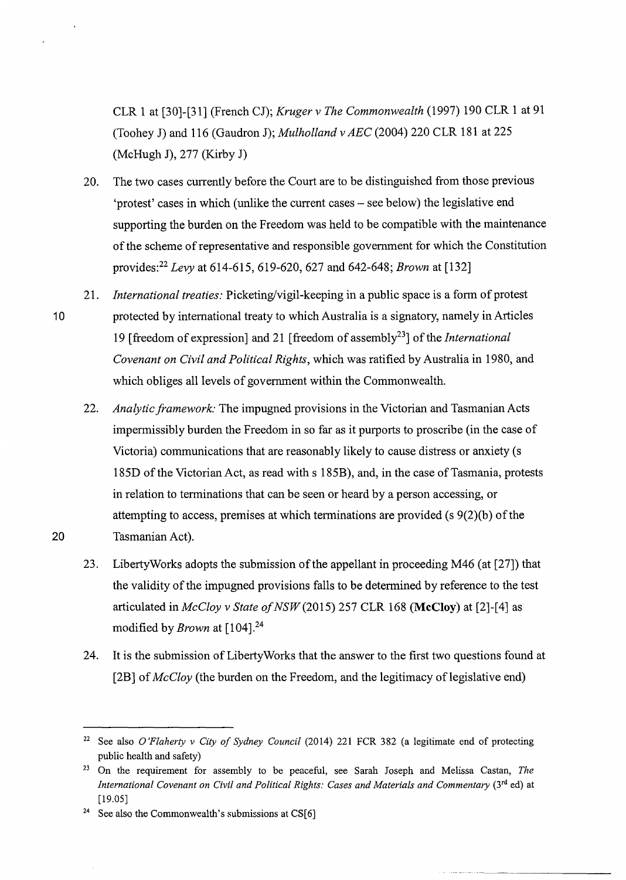CLR 1 at [30]-[31] (French CJ); *Kruger v The Commonwealth* (1997) 190 CLR 1 at 91 (Toohey J) and 116 (Gaudron J); *Mulholland v AEC* (2004) 220 CLR 181 at 225 (McHugh J), 277 (Kirby J)

20. The two cases currently before the Court are to be distinguished from those previous 'protest' cases in which (unlike the current cases – see below) the legislative end supporting the burden on the Freedom was held to be compatible with the maintenance of the scheme of representative and responsible government for which the Constitution provides:[22] *Levy* at 614-615, 619-620, 627 and 642-648; *Brown* at [132]

21. *International treaties:* Picketing/vigil-keeping in a public space is a form of protest protected by international treaty to which Australia is a signatory, namely in Articles 19 [freedom of expression] and 21 [freedom of assembly[23]] of the *International Covenant on Civil and Political Rights*, which was ratified by Australia in 1980, and which obliges all levels of government within the Commonwealth.

22. *Analytic framework:* The impugned provisions in the Victorian and Tasmanian Acts impermissibly burden the Freedom in so far as it purports to proscribe (in the case of Victoria) communications that are reasonably likely to cause distress or anxiety (s 185D of the Victorian Act, as read with s 185B), and, in the case of Tasmania, protests in relation to terminations that can be seen or heard by a person accessing, or attempting to access, premises at which terminations are provided (s 9(2)(b) of the Tasmanian Act).

23. LibertyWorks adopts the submission of the appellant in proceeding M46 (at [27]) that the validity of the impugned provisions falls to be determined by reference to the test articulated in *McCloy v State of NSW* (2015) 257 CLR 168 (**McCloy**) at [2]-[4] as modified by *Brown* at [104].[24]

24. It is the submission of LibertyWorks that the answer to the first two questions found at [2B] of *McCloy* (the burden on the Freedom, and the legitimacy of legislative end)

---

[22] See also *O'Flaherty v City of Sydney Council* (2014) 221 FCR 382 (a legitimate end of protecting public health and safety)

[23] On the requirement for assembly to be peaceful, see Sarah Joseph and Melissa Castan, *The International Covenant on Civil and Political Rights: Cases and Materials and Commentary* (3rd ed) at [19.05]

[24] See also the Commonwealth's submissions at CS[6]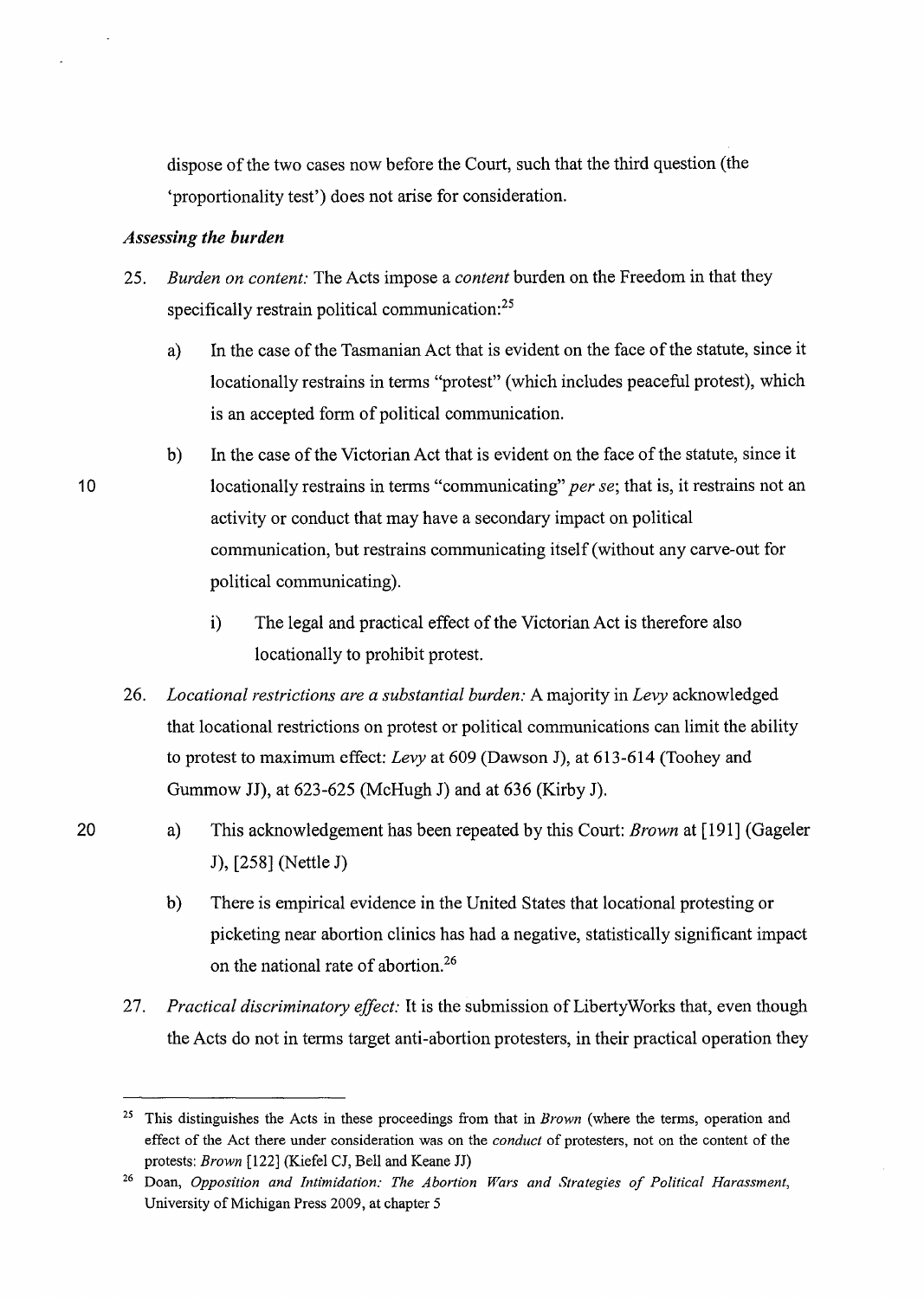dispose of the two cases now before the Court, such that the third question (the 'proportionality test') does not arise for consideration.

### *Assessing the burden*

25. *Burden on content:* The Acts impose a *content* burden on the Freedom in that they specifically restrain political communication:[25]

    a) In the case of the Tasmanian Act that is evident on the face of the statute, since it locationally restrains in terms "protest" (which includes peaceful protest), which is an accepted form of political communication.

    b) In the case of the Victorian Act that is evident on the face of the statute, since it locationally restrains in terms "communicating" *per se*; that is, it restrains not an activity or conduct that may have a secondary impact on political communication, but restrains communicating itself (without any carve-out for political communicating).

        i) The legal and practical effect of the Victorian Act is therefore also locationally to prohibit protest.

26. *Locational restrictions are a substantial burden:* A majority in *Levy* acknowledged that locational restrictions on protest or political communications can limit the ability to protest to maximum effect: *Levy* at 609 (Dawson J), at 613-614 (Toohey and Gummow JJ), at 623-625 (McHugh J) and at 636 (Kirby J).

    a) This acknowledgement has been repeated by this Court: *Brown* at [191] (Gageler J), [258] (Nettle J)

    b) There is empirical evidence in the United States that locational protesting or picketing near abortion clinics has had a negative, statistically significant impact on the national rate of abortion.[26]

27. *Practical discriminatory effect:* It is the submission of LibertyWorks that, even though the Acts do not in terms target anti-abortion protesters, in their practical operation they

---

[25] This distinguishes the Acts in these proceedings from that in *Brown* (where the terms, operation and effect of the Act there under consideration was on the *conduct* of protesters, not on the content of the protests: *Brown* [122] (Kiefel CJ, Bell and Keane JJ)

[26] Doan, *Opposition and Intimidation: The Abortion Wars and Strategies of Political Harassment*, University of Michigan Press 2009, at chapter 5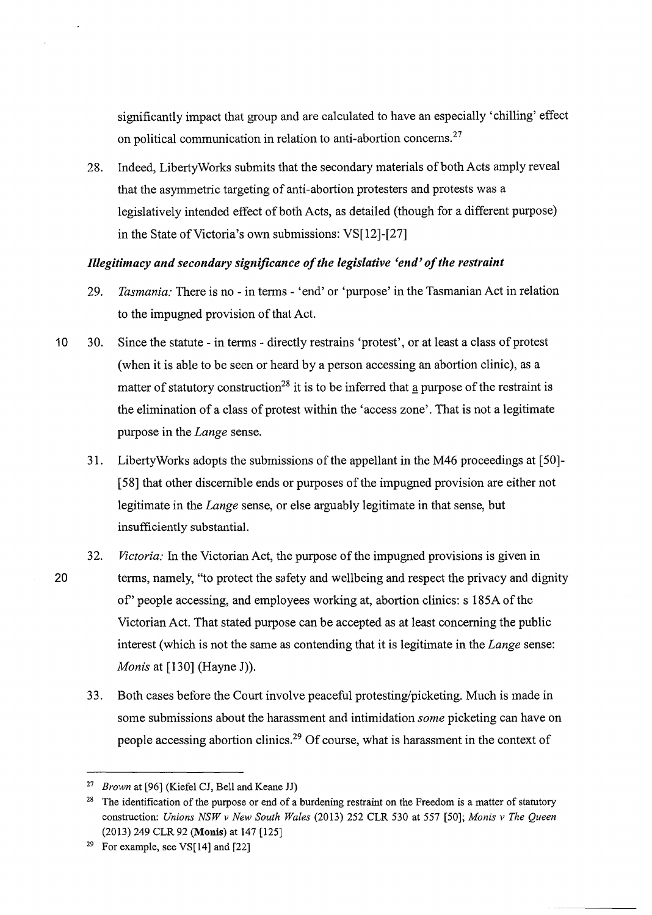significantly impact that group and are calculated to have an especially 'chilling' effect on political communication in relation to anti-abortion concerns.[27]

28. Indeed, LibertyWorks submits that the secondary materials of both Acts amply reveal that the asymmetric targeting of anti-abortion protesters and protests was a legislatively intended effect of both Acts, as detailed (though for a different purpose) in the State of Victoria's own submissions: VS[12]-[27]

### *Illegitimacy and secondary significance of the legislative 'end' of the restraint*

29. *Tasmania:* There is no - in terms - 'end' or 'purpose' in the Tasmanian Act in relation to the impugned provision of that Act.

30. Since the statute - in terms - directly restrains 'protest', or at least a class of protest (when it is able to be seen or heard by a person accessing an abortion clinic), as a matter of statutory construction[28] it is to be inferred that a purpose of the restraint is the elimination of a class of protest within the 'access zone'. That is not a legitimate purpose in the *Lange* sense.

31. LibertyWorks adopts the submissions of the appellant in the M46 proceedings at [50]-[58] that other discernible ends or purposes of the impugned provision are either not legitimate in the *Lange* sense, or else arguably legitimate in that sense, but insufficiently substantial.

32. *Victoria:* In the Victorian Act, the purpose of the impugned provisions is given in terms, namely, "to protect the safety and wellbeing and respect the privacy and dignity of" people accessing, and employees working at, abortion clinics: s 185A of the Victorian Act. That stated purpose can be accepted as at least concerning the public interest (which is not the same as contending that it is legitimate in the *Lange* sense: *Monis* at [130] (Hayne J)).

33. Both cases before the Court involve peaceful protesting/picketing. Much is made in some submissions about the harassment and intimidation *some* picketing can have on people accessing abortion clinics.[29] Of course, what is harassment in the context of

---

[27] *Brown* at [96] (Kiefel CJ, Bell and Keane JJ)

[28] The identification of the purpose or end of a burdening restraint on the Freedom is a matter of statutory construction: *Unions NSW v New South Wales* (2013) 252 CLR 530 at 557 [50]; *Monis v The Queen* (2013) 249 CLR 92 (**Monis**) at 147 [125]

[29] For example, see VS[14] and [22]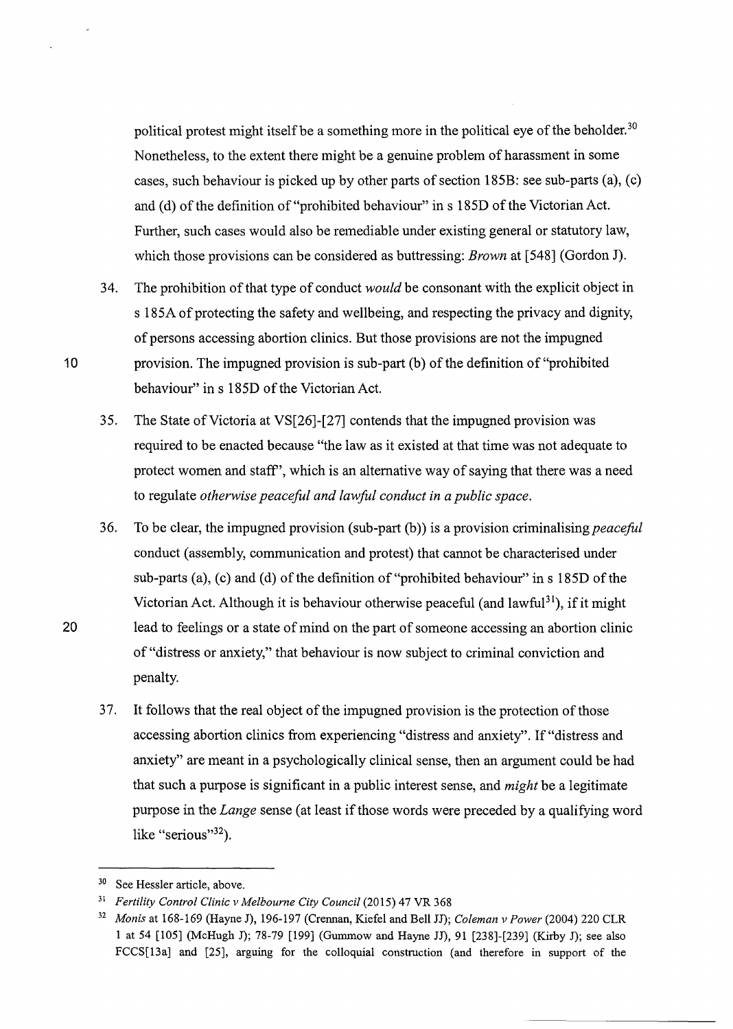political protest might itself be a something more in the political eye of the beholder.[30] Nonetheless, to the extent there might be a genuine problem of harassment in some cases, such behaviour is picked up by other parts of section 185B: see sub-parts (a), (c) and (d) of the definition of "prohibited behaviour" in s 185D of the Victorian Act. Further, such cases would also be remediable under existing general or statutory law, which those provisions can be considered as buttressing: *Brown* at [548] (Gordon J).

34. The prohibition of that type of conduct *would* be consonant with the explicit object in s 185A of protecting the safety and wellbeing, and respecting the privacy and dignity, of persons accessing abortion clinics. But those provisions are not the impugned provision. The impugned provision is sub-part (b) of the definition of "prohibited behaviour" in s 185D of the Victorian Act.

35. The State of Victoria at VS[26]-[27] contends that the impugned provision was required to be enacted because "the law as it existed at that time was not adequate to protect women and staff", which is an alternative way of saying that there was a need to regulate *otherwise peaceful and lawful conduct in a public space*.

36. To be clear, the impugned provision (sub-part (b)) is a provision criminalising *peaceful* conduct (assembly, communication and protest) that cannot be characterised under sub-parts (a), (c) and (d) of the definition of "prohibited behaviour" in s 185D of the Victorian Act. Although it is behaviour otherwise peaceful (and lawful[31]), if it might lead to feelings or a state of mind on the part of someone accessing an abortion clinic of "distress or anxiety," that behaviour is now subject to criminal conviction and penalty.

37. It follows that the real object of the impugned provision is the protection of those accessing abortion clinics from experiencing "distress and anxiety". If "distress and anxiety" are meant in a psychologically clinical sense, then an argument could be had that such a purpose is significant in a public interest sense, and *might* be a legitimate purpose in the *Lange* sense (at least if those words were preceded by a qualifying word like "serious"[32]).

---

[30] See Hessler article, above.

[31] *Fertility Control Clinic v Melbourne City Council* (2015) 47 VR 368

[32] *Monis* at 168-169 (Hayne J), 196-197 (Crennan, Kiefel and Bell JJ); *Coleman v Power* (2004) 220 CLR 1 at 54 [105] (McHugh J); 78-79 [199] (Gummow and Hayne JJ), 91 [238]-[239] (Kirby J); see also FCCS[13a] and [25], arguing for the colloquial construction (and therefore in support of the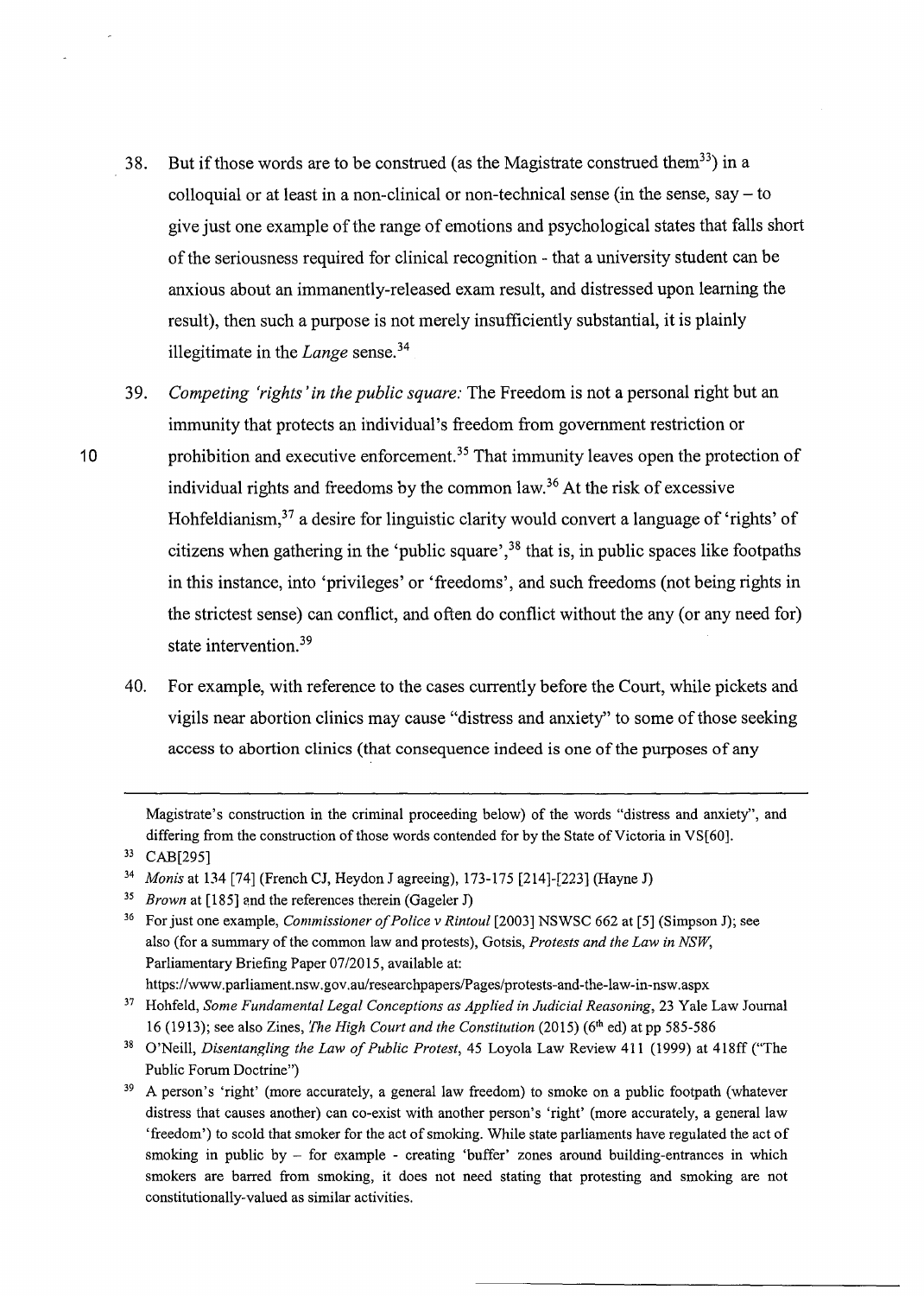38. But if those words are to be construed (as the Magistrate construed them[33]) in a colloquial or at least in a non-clinical or non-technical sense (in the sense, say – to give just one example of the range of emotions and psychological states that falls short of the seriousness required for clinical recognition - that a university student can be anxious about an immanently-released exam result, and distressed upon learning the result), then such a purpose is not merely insufficiently substantial, it is plainly illegitimate in the *Lange* sense.[34]

39. *Competing 'rights' in the public square:* The Freedom is not a personal right but an immunity that protects an individual's freedom from government restriction or prohibition and executive enforcement.[35] That immunity leaves open the protection of individual rights and freedoms by the common law.[36] At the risk of excessive Hohfeldianism,[37] a desire for linguistic clarity would convert a language of 'rights' of citizens when gathering in the 'public square',[38] that is, in public spaces like footpaths in this instance, into 'privileges' or 'freedoms', and such freedoms (not being rights in the strictest sense) can conflict, and often do conflict without the any (or any need for) state intervention.[39]

40. For example, with reference to the cases currently before the Court, while pickets and vigils near abortion clinics may cause "distress and anxiety" to some of those seeking access to abortion clinics (that consequence indeed is one of the purposes of any

---

Magistrate's construction in the criminal proceeding below) of the words "distress and anxiety", and differing from the construction of those words contended for by the State of Victoria in VS[60].

[33] CAB[295]

[34] *Monis* at 134 [74] (French CJ, Heydon J agreeing), 173-175 [214]-[223] (Hayne J)

[35] *Brown* at [185] and the references therein (Gageler J)

[36] For just one example, *Commissioner of Police v Rintoul* [2003] NSWSC 662 at [5] (Simpson J); see also (for a summary of the common law and protests), Gotsis, *Protests and the Law in NSW*, Parliamentary Briefing Paper 07/2015, available at: https://www.parliament.nsw.gov.au/researchpapers/Pages/protests-and-the-law-in-nsw.aspx

[37] Hohfeld, *Some Fundamental Legal Conceptions as Applied in Judicial Reasoning*, 23 Yale Law Journal 16 (1913); see also Zines, *The High Court and the Constitution* (2015) (6th ed) at pp 585-586

[38] O'Neill, *Disentangling the Law of Public Protest*, 45 Loyola Law Review 411 (1999) at 418ff ("The Public Forum Doctrine")

[39] A person's 'right' (more accurately, a general law freedom) to smoke on a public footpath (whatever distress that causes another) can co-exist with another person's 'right' (more accurately, a general law 'freedom') to scold that smoker for the act of smoking. While state parliaments have regulated the act of smoking in public by – for example - creating 'buffer' zones around building-entrances in which smokers are barred from smoking, it does not need stating that protesting and smoking are not constitutionally-valued as similar activities.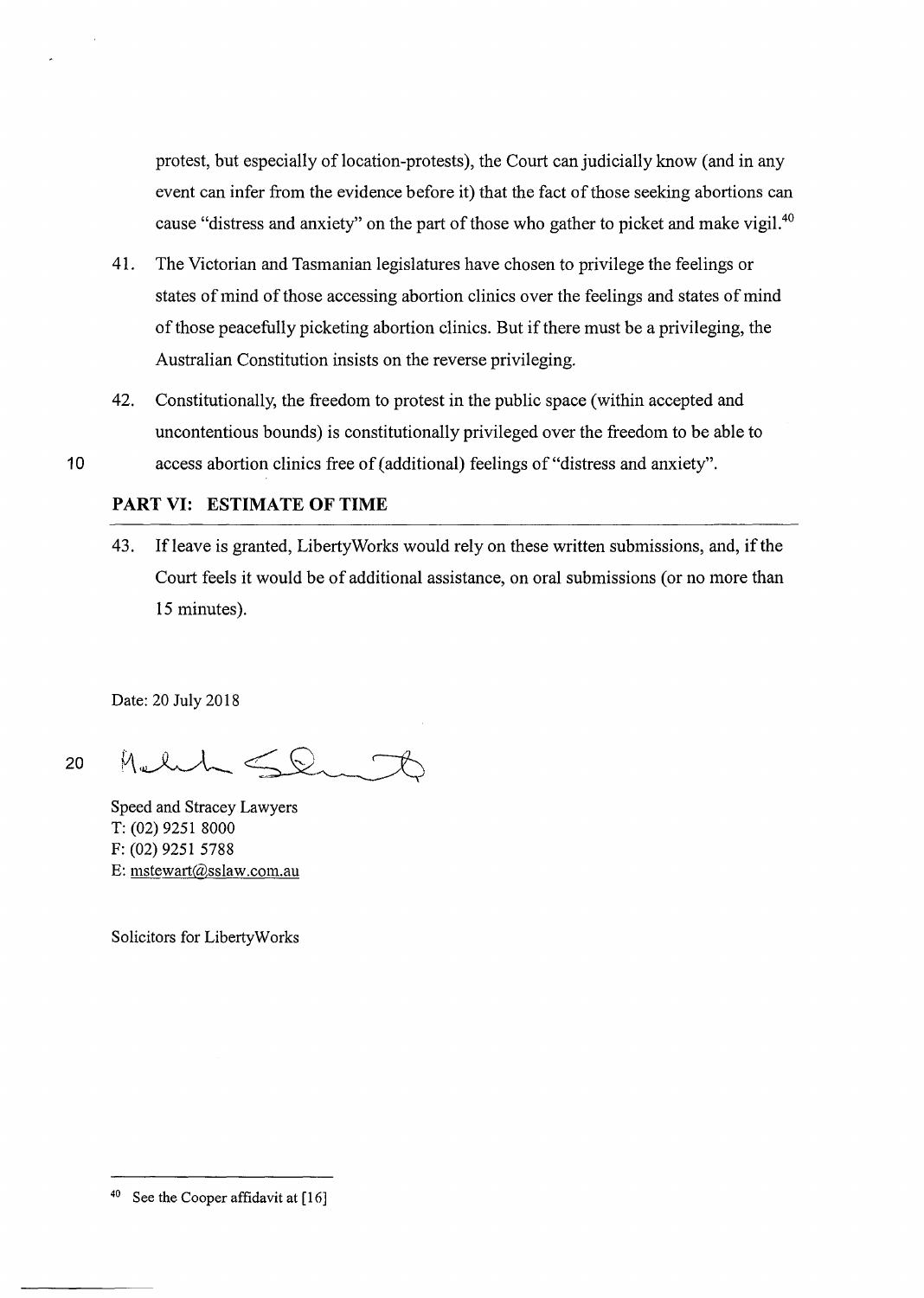protest, but especially of location-protests), the Court can judicially know (and in any event can infer from the evidence before it) that the fact of those seeking abortions can cause "distress and anxiety" on the part of those who gather to picket and make vigil.[40]

41. The Victorian and Tasmanian legislatures have chosen to privilege the feelings or states of mind of those accessing abortion clinics over the feelings and states of mind of those peacefully picketing abortion clinics. But if there must be a privileging, the Australian Constitution insists on the reverse privileging.

42. Constitutionally, the freedom to protest in the public space (within accepted and uncontentious bounds) is constitutionally privileged over the freedom to be able to access abortion clinics free of (additional) feelings of "distress and anxiety".

## PART VI: ESTIMATE OF TIME

43. If leave is granted, LibertyWorks would rely on these written submissions, and, if the Court feels it would be of additional assistance, on oral submissions (or no more than 15 minutes).

Date: 20 July 2018

Speed and Stracey Lawyers
T: (02) 9251 8000
F: (02) 9251 5788
E: mstewart@sslaw.com.au

Solicitors for LibertyWorks

---

[40] See the Cooper affidavit at [16]